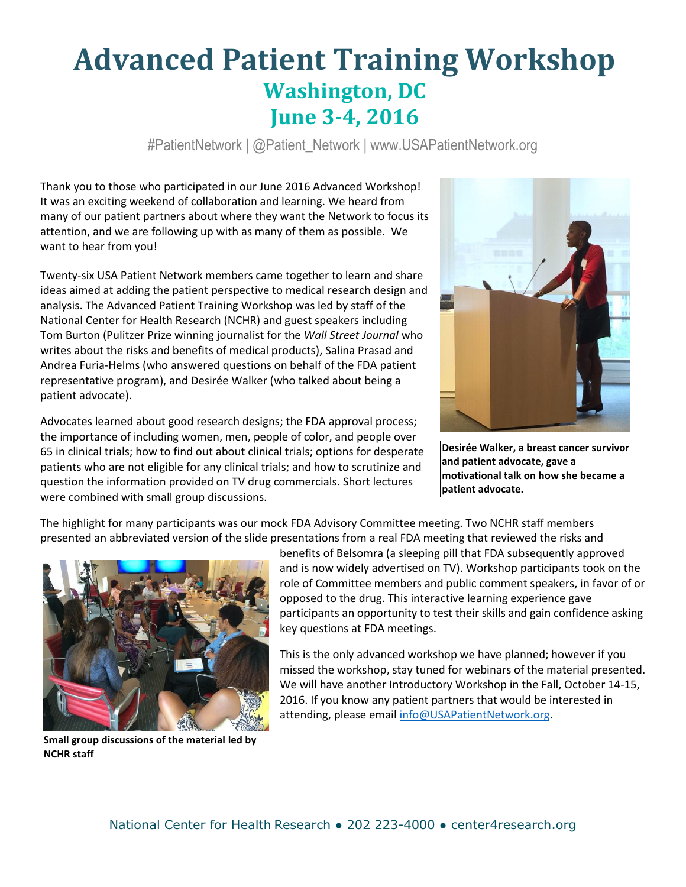# Advanced Patient Training Workshop

## Washington, DC
## June 3-4, 2016

#PatientNetwork | @Patient_Network | www.USAPatientNetwork.org

Thank you to those who participated in our June 2016 Advanced Workshop! It was an exciting weekend of collaboration and learning. We heard from many of our patient partners about where they want the Network to focus its attention, and we are following up with as many of them as possible. We want to hear from you!

Twenty-six USA Patient Network members came together to learn and share ideas aimed at adding the patient perspective to medical research design and analysis. The Advanced Patient Training Workshop was led by staff of the National Center for Health Research (NCHR) and guest speakers including Tom Burton (Pulitzer Prize winning journalist for the *Wall Street Journal* who writes about the risks and benefits of medical products), Salina Prasad and Andrea Furia-Helms (who answered questions on behalf of the FDA patient representative program), and Desirée Walker (who talked about being a patient advocate).

**Desirée Walker, a breast cancer survivor and patient advocate, gave a motivational talk on how she became a patient advocate.**

Advocates learned about good research designs; the FDA approval process; the importance of including women, men, people of color, and people over 65 in clinical trials; how to find out about clinical trials; options for desperate patients who are not eligible for any clinical trials; and how to scrutinize and question the information provided on TV drug commercials. Short lectures were combined with small group discussions.

The highlight for many participants was our mock FDA Advisory Committee meeting. Two NCHR staff members presented an abbreviated version of the slide presentations from a real FDA meeting that reviewed the risks and benefits of Belsomra (a sleeping pill that FDA subsequently approved and is now widely advertised on TV). Workshop participants took on the role of Committee members and public comment speakers, in favor of or opposed to the drug. This interactive learning experience gave participants an opportunity to test their skills and gain confidence asking key questions at FDA meetings.

**Small group discussions of the material led by NCHR staff**

This is the only advanced workshop we have planned; however if you missed the workshop, stay tuned for webinars of the material presented. We will have another Introductory Workshop in the Fall, October 14-15, 2016. If you know any patient partners that would be interested in attending, please email info@USAPatientNetwork.org.

National Center for Health Research • 202 223-4000 • center4research.org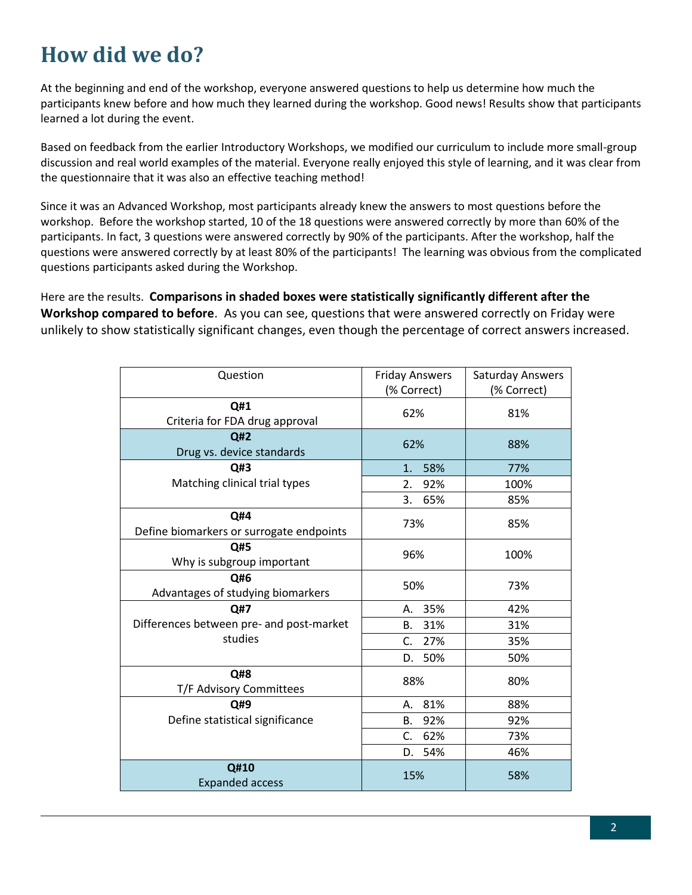# How did we do?

At the beginning and end of the workshop, everyone answered questions to help us determine how much the participants knew before and how much they learned during the workshop. Good news! Results show that participants learned a lot during the event.

Based on feedback from the earlier Introductory Workshops, we modified our curriculum to include more small-group discussion and real world examples of the material. Everyone really enjoyed this style of learning, and it was clear from the questionnaire that it was also an effective teaching method!

Since it was an Advanced Workshop, most participants already knew the answers to most questions before the workshop. Before the workshop started, 10 of the 18 questions were answered correctly by more than 60% of the participants. In fact, 3 questions were answered correctly by 90% of the participants. After the workshop, half the questions were answered correctly by at least 80% of the participants! The learning was obvious from the complicated questions participants asked during the Workshop.

Here are the results. **Comparisons in shaded boxes were statistically significantly different after the Workshop compared to before**. As you can see, questions that were answered correctly on Friday were unlikely to show statistically significant changes, even though the percentage of correct answers increased.

| Question | Friday Answers (% Correct) | Saturday Answers (% Correct) |
|---|---|---|
| **Q#1** Criteria for FDA drug approval | 62% | 81% |
| **Q#2** Drug vs. device standards | 62% | 88% |
| **Q#3** Matching clinical trial types | 1. 58% | 77% |
| | 2. 92% | 100% |
| | 3. 65% | 85% |
| **Q#4** Define biomarkers or surrogate endpoints | 73% | 85% |
| **Q#5** Why is subgroup important | 96% | 100% |
| **Q#6** Advantages of studying biomarkers | 50% | 73% |
| **Q#7** Differences between pre- and post-market studies | A. 35% | 42% |
| | B. 31% | 31% |
| | C. 27% | 35% |
| | D. 50% | 50% |
| **Q#8** T/F Advisory Committees | 88% | 80% |
| **Q#9** Define statistical significance | A. 81% | 88% |
| | B. 92% | 92% |
| | C. 62% | 73% |
| | D. 54% | 46% |
| **Q#10** Expanded access | 15% | 58% |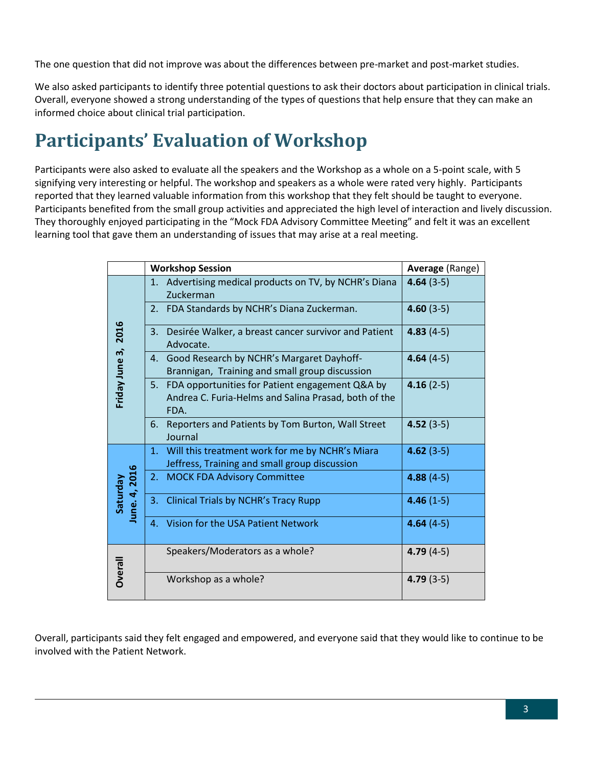The one question that did not improve was about the differences between pre-market and post-market studies.

We also asked participants to identify three potential questions to ask their doctors about participation in clinical trials. Overall, everyone showed a strong understanding of the types of questions that help ensure that they can make an informed choice about clinical trial participation.

# Participants' Evaluation of Workshop

Participants were also asked to evaluate all the speakers and the Workshop as a whole on a 5-point scale, with 5 signifying very interesting or helpful. The workshop and speakers as a whole were rated very highly. Participants reported that they learned valuable information from this workshop that they felt should be taught to everyone. Participants benefited from the small group activities and appreciated the high level of interaction and lively discussion. They thoroughly enjoyed participating in the "Mock FDA Advisory Committee Meeting" and felt it was an excellent learning tool that gave them an understanding of issues that may arise at a real meeting.

| | **Workshop Session** | **Average** (Range) |
|---|---|---|
| **Friday June 3, 2016** | 1. Advertising medical products on TV, by NCHR's Diana Zuckerman | **4.64** (3-5) |
| | 2. FDA Standards by NCHR's Diana Zuckerman. | **4.60** (3-5) |
| | 3. Desirée Walker, a breast cancer survivor and Patient Advocate. | **4.83** (4-5) |
| | 4. Good Research by NCHR's Margaret Dayhoff-Brannigan, Training and small group discussion | **4.64** (4-5) |
| | 5. FDA opportunities for Patient engagement Q&A by Andrea C. Furia-Helms and Salina Prasad, both of the FDA. | **4.16** (2-5) |
| | 6. Reporters and Patients by Tom Burton, Wall Street Journal | **4.52** (3-5) |
| **Saturday June. 4, 2016** | 1. Will this treatment work for me by NCHR's Miara Jeffress, Training and small group discussion | **4.62** (3-5) |
| | 2. MOCK FDA Advisory Committee | **4.88** (4-5) |
| | 3. Clinical Trials by NCHR's Tracy Rupp | **4.46** (1-5) |
| | 4. Vision for the USA Patient Network | **4.64** (4-5) |
| **Overall** | Speakers/Moderators as a whole? | **4.79** (4-5) |
| | Workshop as a whole? | **4.79** (3-5) |

Overall, participants said they felt engaged and empowered, and everyone said that they would like to continue to be involved with the Patient Network.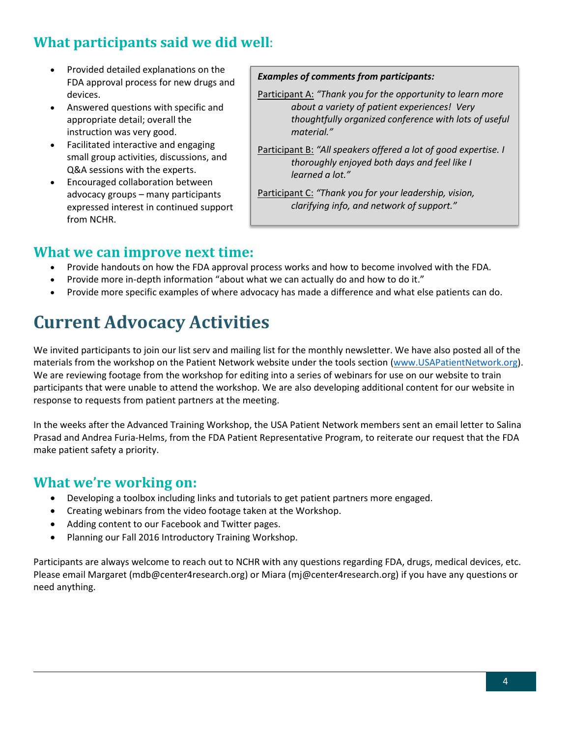## What participants said we did well:

- Provided detailed explanations on the FDA approval process for new drugs and devices.
- Answered questions with specific and appropriate detail; overall the instruction was very good.
- Facilitated interactive and engaging small group activities, discussions, and Q&A sessions with the experts.
- Encouraged collaboration between advocacy groups – many participants expressed interest in continued support from NCHR.

***Examples of comments from participants:***

Participant A: *"Thank you for the opportunity to learn more about a variety of patient experiences! Very thoughtfully organized conference with lots of useful material."*

Participant B: *"All speakers offered a lot of good expertise. I thoroughly enjoyed both days and feel like I learned a lot."*

Participant C: *"Thank you for your leadership, vision, clarifying info, and network of support."*

## What we can improve next time:

- Provide handouts on how the FDA approval process works and how to become involved with the FDA.
- Provide more in-depth information "about what we can actually do and how to do it."
- Provide more specific examples of where advocacy has made a difference and what else patients can do.

# Current Advocacy Activities

We invited participants to join our list serv and mailing list for the monthly newsletter. We have also posted all of the materials from the workshop on the Patient Network website under the tools section (www.USAPatientNetwork.org). We are reviewing footage from the workshop for editing into a series of webinars for use on our website to train participants that were unable to attend the workshop. We are also developing additional content for our website in response to requests from patient partners at the meeting.

In the weeks after the Advanced Training Workshop, the USA Patient Network members sent an email letter to Salina Prasad and Andrea Furia-Helms, from the FDA Patient Representative Program, to reiterate our request that the FDA make patient safety a priority.

## What we're working on:

- Developing a toolbox including links and tutorials to get patient partners more engaged.
- Creating webinars from the video footage taken at the Workshop.
- Adding content to our Facebook and Twitter pages.
- Planning our Fall 2016 Introductory Training Workshop.

Participants are always welcome to reach out to NCHR with any questions regarding FDA, drugs, medical devices, etc. Please email Margaret (mdb@center4research.org) or Miara (mj@center4research.org) if you have any questions or need anything.